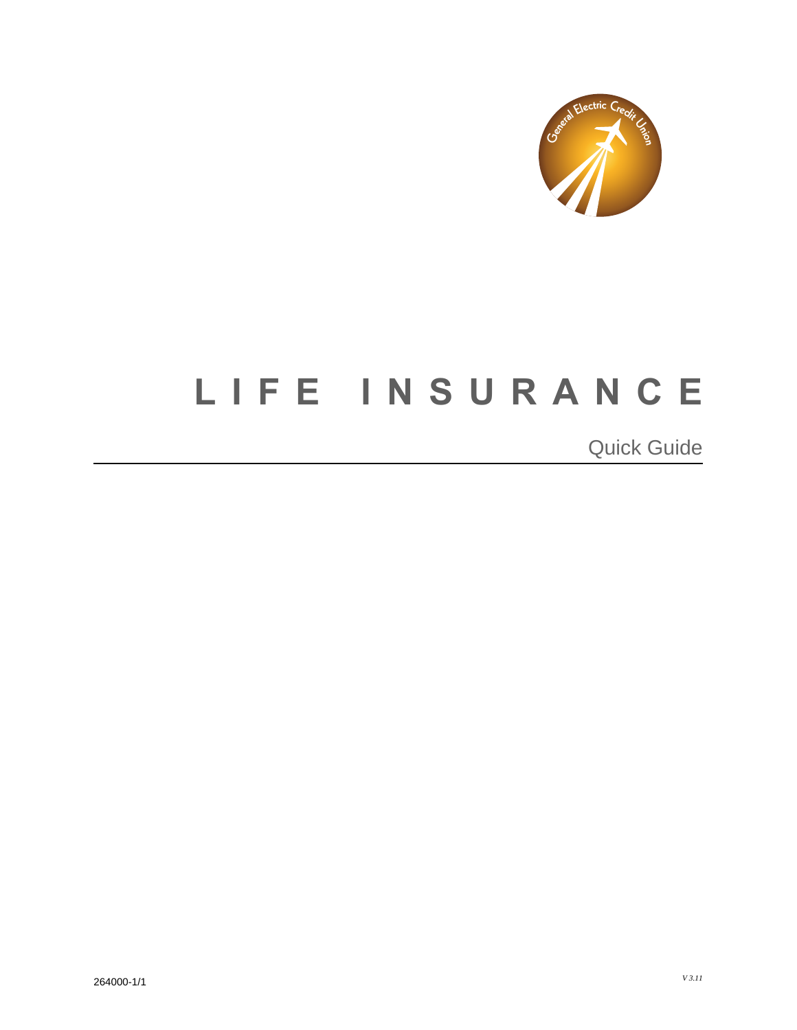# LIFE INSURANCE

Quick Guide

264000-1/1

*V 3.11*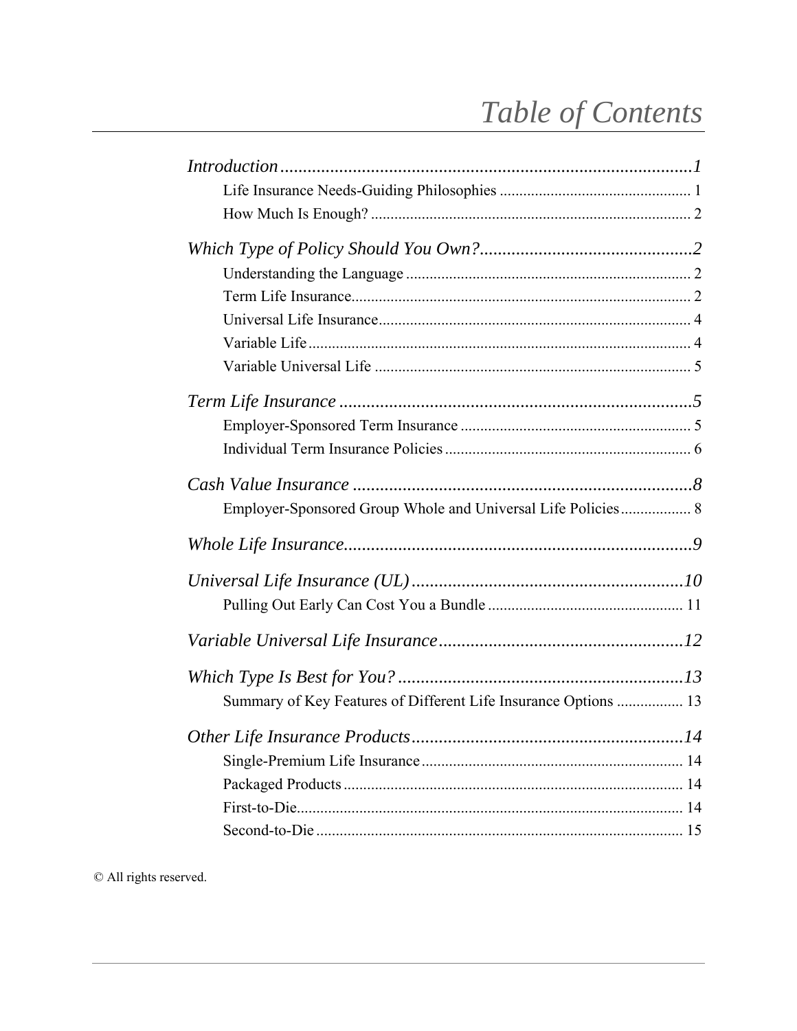# *Table of Contents*

*Introduction* ........................................................................................ *1*

- Life Insurance Needs-Guiding Philosophies ................................................ 1
- How Much Is Enough? .................................................................................. 2

*Which Type of Policy Should You Own?* ............................................... *2*

- Understanding the Language ........................................................................ 2
- Term Life Insurance...................................................................................... 2
- Universal Life Insurance................................................................................ 4
- Variable Life.................................................................................................. 4
- Variable Universal Life ................................................................................ 5

*Term Life Insurance* .............................................................................. *5*

- Employer-Sponsored Term Insurance ........................................................... 5
- Individual Term Insurance Policies ............................................................... 6

*Cash Value Insurance* ........................................................................... *8*

- Employer-Sponsored Group Whole and Universal Life Policies.................. 8

*Whole Life Insurance*............................................................................. *9*

*Universal Life Insurance (UL)* ............................................................ *10*

- Pulling Out Early Can Cost You a Bundle .................................................. 11

*Variable Universal Life Insurance*...................................................... *12*

*Which Type Is Best for You?* ............................................................... *13*

- Summary of Key Features of Different Life Insurance Options ................. 13

*Other Life Insurance Products*............................................................ *14*

- Single-Premium Life Insurance................................................................... 14
- Packaged Products ...................................................................................... 14
- First-to-Die.................................................................................................. 14
- Second-to-Die ............................................................................................. 15

© All rights reserved.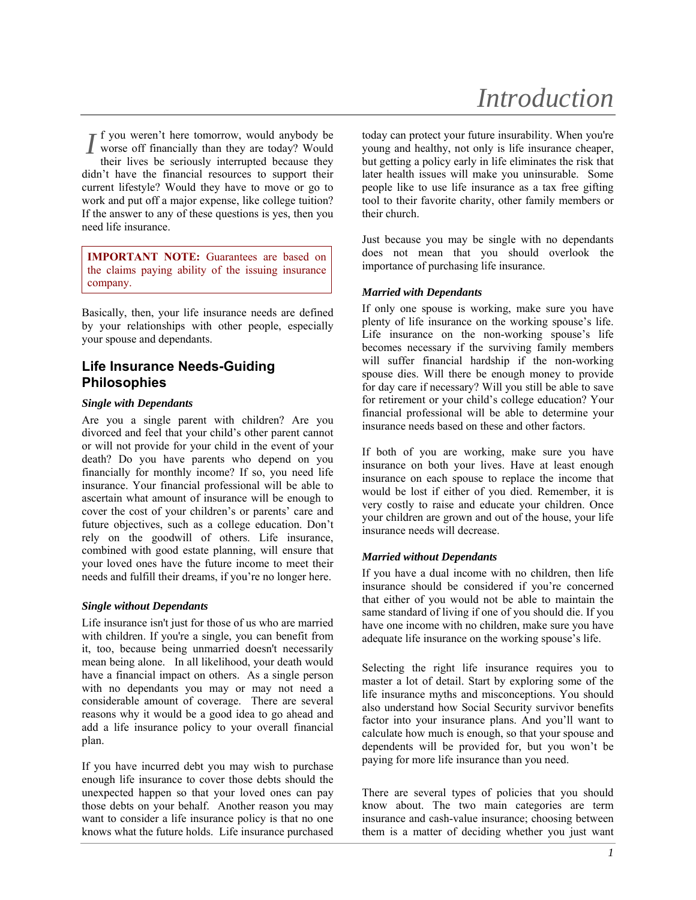# Introduction

If you weren't here tomorrow, would anybody be worse off financially than they are today? Would their lives be seriously interrupted because they didn't have the financial resources to support their current lifestyle? Would they have to move or go to work and put off a major expense, like college tuition? If the answer to any of these questions is yes, then you need life insurance.

> **IMPORTANT NOTE:** Guarantees are based on the claims paying ability of the issuing insurance company.

Basically, then, your life insurance needs are defined by your relationships with other people, especially your spouse and dependants.

## Life Insurance Needs-Guiding Philosophies

### *Single with Dependants*

Are you a single parent with children? Are you divorced and feel that your child's other parent cannot or will not provide for your child in the event of your death? Do you have parents who depend on you financially for monthly income? If so, you need life insurance. Your financial professional will be able to ascertain what amount of insurance will be enough to cover the cost of your children's or parents' care and future objectives, such as a college education. Don't rely on the goodwill of others. Life insurance, combined with good estate planning, will ensure that your loved ones have the future income to meet their needs and fulfill their dreams, if you're no longer here.

### *Single without Dependants*

Life insurance isn't just for those of us who are married with children. If you're a single, you can benefit from it, too, because being unmarried doesn't necessarily mean being alone. In all likelihood, your death would have a financial impact on others. As a single person with no dependants you may or may not need a considerable amount of coverage. There are several reasons why it would be a good idea to go ahead and add a life insurance policy to your overall financial plan.

If you have incurred debt you may wish to purchase enough life insurance to cover those debts should the unexpected happen so that your loved ones can pay those debts on your behalf. Another reason you may want to consider a life insurance policy is that no one knows what the future holds. Life insurance purchased today can protect your future insurability. When you're young and healthy, not only is life insurance cheaper, but getting a policy early in life eliminates the risk that later health issues will make you uninsurable. Some people like to use life insurance as a tax free gifting tool to their favorite charity, other family members or their church.

Just because you may be single with no dependants does not mean that you should overlook the importance of purchasing life insurance.

### *Married with Dependants*

If only one spouse is working, make sure you have plenty of life insurance on the working spouse's life. Life insurance on the non-working spouse's life becomes necessary if the surviving family members will suffer financial hardship if the non-working spouse dies. Will there be enough money to provide for day care if necessary? Will you still be able to save for retirement or your child's college education? Your financial professional will be able to determine your insurance needs based on these and other factors.

If both of you are working, make sure you have insurance on both your lives. Have at least enough insurance on each spouse to replace the income that would be lost if either of you died. Remember, it is very costly to raise and educate your children. Once your children are grown and out of the house, your life insurance needs will decrease.

### *Married without Dependants*

If you have a dual income with no children, then life insurance should be considered if you're concerned that either of you would not be able to maintain the same standard of living if one of you should die. If you have one income with no children, make sure you have adequate life insurance on the working spouse's life.

Selecting the right life insurance requires you to master a lot of detail. Start by exploring some of the life insurance myths and misconceptions. You should also understand how Social Security survivor benefits factor into your insurance plans. And you'll want to calculate how much is enough, so that your spouse and dependents will be provided for, but you won't be paying for more life insurance than you need.

There are several types of policies that you should know about. The two main categories are term insurance and cash-value insurance; choosing between them is a matter of deciding whether you just want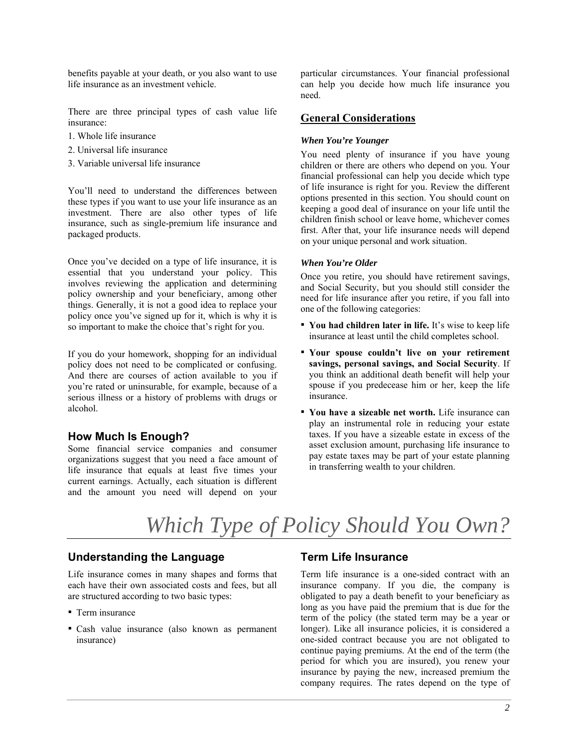benefits payable at your death, or you also want to use life insurance as an investment vehicle.

There are three principal types of cash value life insurance:

1. Whole life insurance
2. Universal life insurance
3. Variable universal life insurance

You'll need to understand the differences between these types if you want to use your life insurance as an investment. There are also other types of life insurance, such as single-premium life insurance and packaged products.

Once you've decided on a type of life insurance, it is essential that you understand your policy. This involves reviewing the application and determining policy ownership and your beneficiary, among other things. Generally, it is not a good idea to replace your policy once you've signed up for it, which is why it is so important to make the choice that's right for you.

If you do your homework, shopping for an individual policy does not need to be complicated or confusing. And there are courses of action available to you if you're rated or uninsurable, for example, because of a serious illness or a history of problems with drugs or alcohol.

## How Much Is Enough?

Some financial service companies and consumer organizations suggest that you need a face amount of life insurance that equals at least five times your current earnings. Actually, each situation is different and the amount you need will depend on your particular circumstances. Your financial professional can help you decide how much life insurance you need.

## General Considerations

### *When You're Younger*

You need plenty of insurance if you have young children or there are others who depend on you. Your financial professional can help you decide which type of life insurance is right for you. Review the different options presented in this section. You should count on keeping a good deal of insurance on your life until the children finish school or leave home, whichever comes first. After that, your life insurance needs will depend on your unique personal and work situation.

### *When You're Older*

Once you retire, you should have retirement savings, and Social Security, but you should still consider the need for life insurance after you retire, if you fall into one of the following categories:

- **You had children later in life.** It's wise to keep life insurance at least until the child completes school.
- **Your spouse couldn't live on your retirement savings, personal savings, and Social Security**. If you think an additional death benefit will help your spouse if you predecease him or her, keep the life insurance.
- **You have a sizeable net worth.** Life insurance can play an instrumental role in reducing your estate taxes. If you have a sizeable estate in excess of the asset exclusion amount, purchasing life insurance to pay estate taxes may be part of your estate planning in transferring wealth to your children.

# *Which Type of Policy Should You Own?*

## Understanding the Language

Life insurance comes in many shapes and forms that each have their own associated costs and fees, but all are structured according to two basic types:

- Term insurance
- Cash value insurance (also known as permanent insurance)

## Term Life Insurance

Term life insurance is a one-sided contract with an insurance company. If you die, the company is obligated to pay a death benefit to your beneficiary as long as you have paid the premium that is due for the term of the policy (the stated term may be a year or longer). Like all insurance policies, it is considered a one-sided contract because you are not obligated to continue paying premiums. At the end of the term (the period for which you are insured), you renew your insurance by paying the new, increased premium the company requires. The rates depend on the type of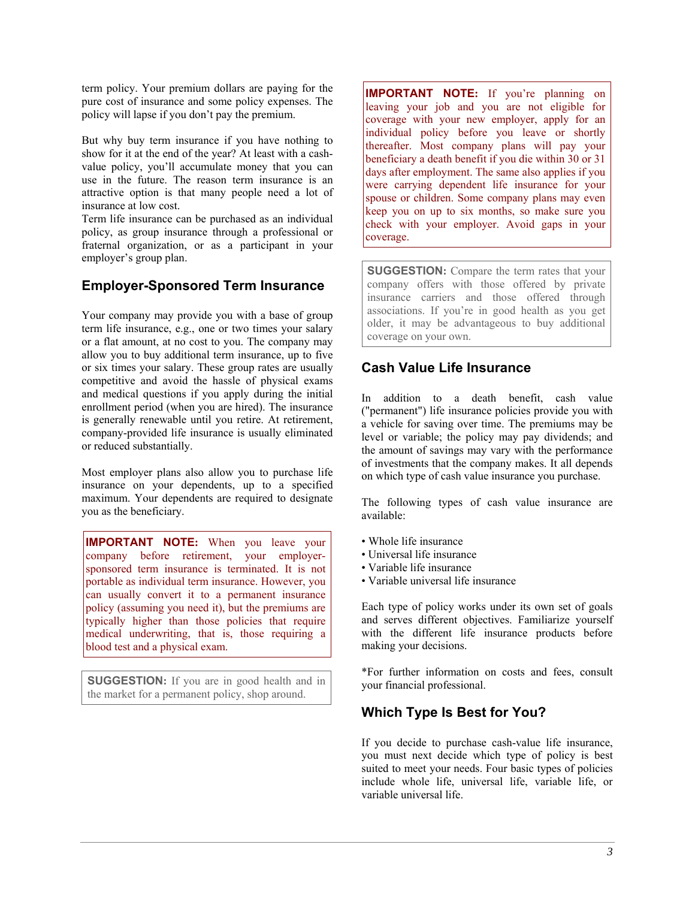term policy. Your premium dollars are paying for the pure cost of insurance and some policy expenses. The policy will lapse if you don't pay the premium.

But why buy term insurance if you have nothing to show for it at the end of the year? At least with a cash-value policy, you'll accumulate money that you can use in the future. The reason term insurance is an attractive option is that many people need a lot of insurance at low cost.
Term life insurance can be purchased as an individual policy, as group insurance through a professional or fraternal organization, or as a participant in your employer's group plan.

## Employer-Sponsored Term Insurance

Your company may provide you with a base of group term life insurance, e.g., one or two times your salary or a flat amount, at no cost to you. The company may allow you to buy additional term insurance, up to five or six times your salary. These group rates are usually competitive and avoid the hassle of physical exams and medical questions if you apply during the initial enrollment period (when you are hired). The insurance is generally renewable until you retire. At retirement, company-provided life insurance is usually eliminated or reduced substantially.

Most employer plans also allow you to purchase life insurance on your dependents, up to a specified maximum. Your dependents are required to designate you as the beneficiary.

> **IMPORTANT NOTE:** When you leave your company before retirement, your employer-sponsored term insurance is terminated. It is not portable as individual term insurance. However, you can usually convert it to a permanent insurance policy (assuming you need it), but the premiums are typically higher than those policies that require medical underwriting, that is, those requiring a blood test and a physical exam.

> **SUGGESTION:** If you are in good health and in the market for a permanent policy, shop around.

> **IMPORTANT NOTE:** If you're planning on leaving your job and you are not eligible for coverage with your new employer, apply for an individual policy before you leave or shortly thereafter. Most company plans will pay your beneficiary a death benefit if you die within 30 or 31 days after employment. The same also applies if you were carrying dependent life insurance for your spouse or children. Some company plans may even keep you on up to six months, so make sure you check with your employer. Avoid gaps in your coverage.

> **SUGGESTION:** Compare the term rates that your company offers with those offered by private insurance carriers and those offered through associations. If you're in good health as you get older, it may be advantageous to buy additional coverage on your own.

## Cash Value Life Insurance

In addition to a death benefit, cash value ("permanent") life insurance policies provide you with a vehicle for saving over time. The premiums may be level or variable; the policy may pay dividends; and the amount of savings may vary with the performance of investments that the company makes. It all depends on which type of cash value insurance you purchase.

The following types of cash value insurance are available:

- Whole life insurance
- Universal life insurance
- Variable life insurance
- Variable universal life insurance

Each type of policy works under its own set of goals and serves different objectives. Familiarize yourself with the different life insurance products before making your decisions.

*For further information on costs and fees, consult your financial professional.

## Which Type Is Best for You?

If you decide to purchase cash-value life insurance, you must next decide which type of policy is best suited to meet your needs. Four basic types of policies include whole life, universal life, variable life, or variable universal life.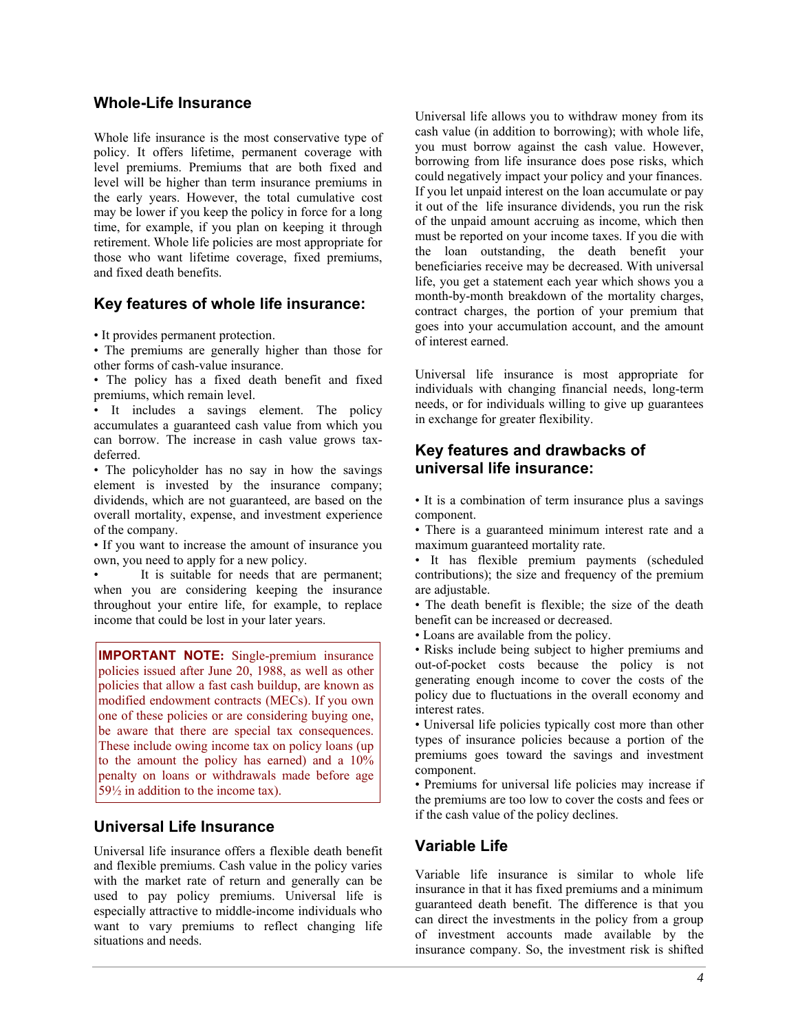## Whole-Life Insurance

Whole life insurance is the most conservative type of policy. It offers lifetime, permanent coverage with level premiums. Premiums that are both fixed and level will be higher than term insurance premiums in the early years. However, the total cumulative cost may be lower if you keep the policy in force for a long time, for example, if you plan on keeping it through retirement. Whole life policies are most appropriate for those who want lifetime coverage, fixed premiums, and fixed death benefits.

## Key features of whole life insurance:

- It provides permanent protection.
- The premiums are generally higher than those for other forms of cash-value insurance.
- The policy has a fixed death benefit and fixed premiums, which remain level.
- It includes a savings element. The policy accumulates a guaranteed cash value from which you can borrow. The increase in cash value grows tax-deferred.
- The policyholder has no say in how the savings element is invested by the insurance company; dividends, which are not guaranteed, are based on the overall mortality, expense, and investment experience of the company.
- If you want to increase the amount of insurance you own, you need to apply for a new policy.
- It is suitable for needs that are permanent; when you are considering keeping the insurance throughout your entire life, for example, to replace income that could be lost in your later years.

> **IMPORTANT NOTE:** Single-premium insurance policies issued after June 20, 1988, as well as other policies that allow a fast cash buildup, are known as modified endowment contracts (MECs). If you own one of these policies or are considering buying one, be aware that there are special tax consequences. These include owing income tax on policy loans (up to the amount the policy has earned) and a 10% penalty on loans or withdrawals made before age 59½ in addition to the income tax).

## Universal Life Insurance

Universal life insurance offers a flexible death benefit and flexible premiums. Cash value in the policy varies with the market rate of return and generally can be used to pay policy premiums. Universal life is especially attractive to middle-income individuals who want to vary premiums to reflect changing life situations and needs.

Universal life allows you to withdraw money from its cash value (in addition to borrowing); with whole life, you must borrow against the cash value. However, borrowing from life insurance does pose risks, which could negatively impact your policy and your finances. If you let unpaid interest on the loan accumulate or pay it out of the life insurance dividends, you run the risk of the unpaid amount accruing as income, which then must be reported on your income taxes. If you die with the loan outstanding, the death benefit your beneficiaries receive may be decreased. With universal life, you get a statement each year which shows you a month-by-month breakdown of the mortality charges, contract charges, the portion of your premium that goes into your accumulation account, and the amount of interest earned.

Universal life insurance is most appropriate for individuals with changing financial needs, long-term needs, or for individuals willing to give up guarantees in exchange for greater flexibility.

## Key features and drawbacks of universal life insurance:

- It is a combination of term insurance plus a savings component.
- There is a guaranteed minimum interest rate and a maximum guaranteed mortality rate.
- It has flexible premium payments (scheduled contributions); the size and frequency of the premium are adjustable.
- The death benefit is flexible; the size of the death benefit can be increased or decreased.
- Loans are available from the policy.
- Risks include being subject to higher premiums and out-of-pocket costs because the policy is not generating enough income to cover the costs of the policy due to fluctuations in the overall economy and interest rates.
- Universal life policies typically cost more than other types of insurance policies because a portion of the premiums goes toward the savings and investment component.
- Premiums for universal life policies may increase if the premiums are too low to cover the costs and fees or if the cash value of the policy declines.

## Variable Life

Variable life insurance is similar to whole life insurance in that it has fixed premiums and a minimum guaranteed death benefit. The difference is that you can direct the investments in the policy from a group of investment accounts made available by the insurance company. So, the investment risk is shifted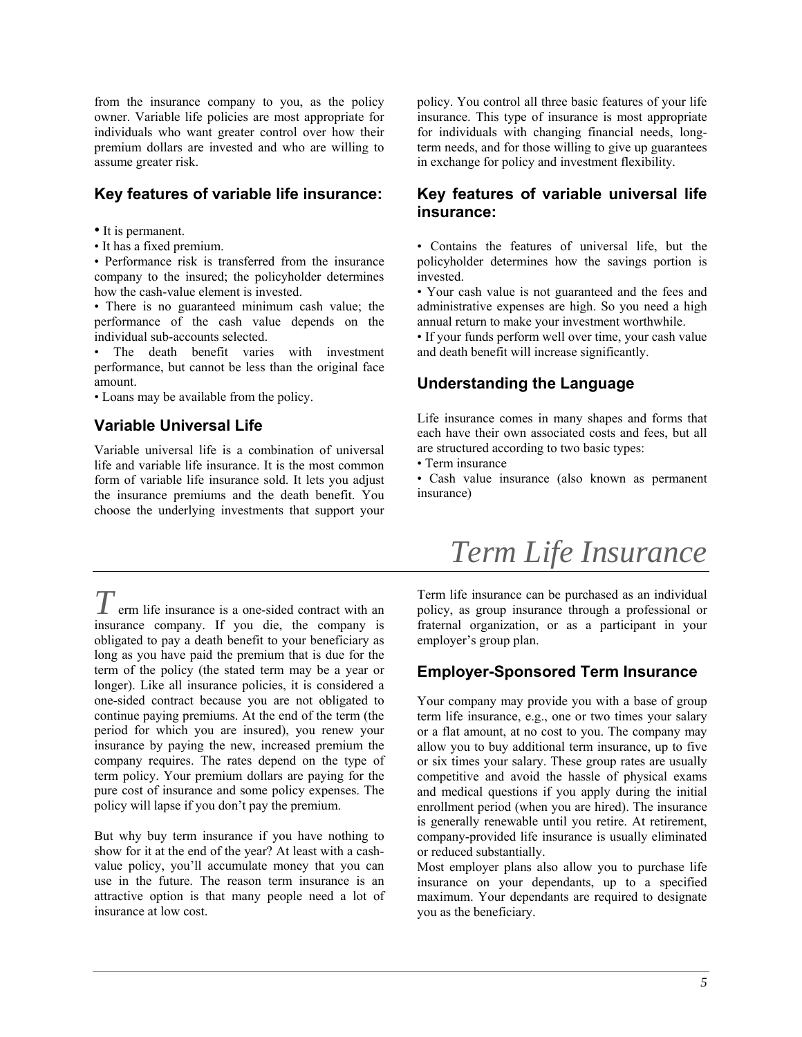from the insurance company to you, as the policy owner. Variable life policies are most appropriate for individuals who want greater control over how their premium dollars are invested and who are willing to assume greater risk.

### Key features of variable life insurance:

- It is permanent.
- It has a fixed premium.
- Performance risk is transferred from the insurance company to the insured; the policyholder determines how the cash-value element is invested.
- There is no guaranteed minimum cash value; the performance of the cash value depends on the individual sub-accounts selected.
- The death benefit varies with investment performance, but cannot be less than the original face amount.
- Loans may be available from the policy.

### Variable Universal Life

Variable universal life is a combination of universal life and variable life insurance. It is the most common form of variable life insurance sold. It lets you adjust the insurance premiums and the death benefit. You choose the underlying investments that support your policy. You control all three basic features of your life insurance. This type of insurance is most appropriate for individuals with changing financial needs, long-term needs, and for those willing to give up guarantees in exchange for policy and investment flexibility.

### Key features of variable universal life insurance:

- Contains the features of universal life, but the policyholder determines how the savings portion is invested.
- Your cash value is not guaranteed and the fees and administrative expenses are high. So you need a high annual return to make your investment worthwhile.
- If your funds perform well over time, your cash value and death benefit will increase significantly.

### Understanding the Language

Life insurance comes in many shapes and forms that each have their own associated costs and fees, but all are structured according to two basic types:

- Term insurance
- Cash value insurance (also known as permanent insurance)

# *Term Life Insurance*

Term life insurance is a one-sided contract with an insurance company. If you die, the company is obligated to pay a death benefit to your beneficiary as long as you have paid the premium that is due for the term of the policy (the stated term may be a year or longer). Like all insurance policies, it is considered a one-sided contract because you are not obligated to continue paying premiums. At the end of the term (the period for which you are insured), you renew your insurance by paying the new, increased premium the company requires. The rates depend on the type of term policy. Your premium dollars are paying for the pure cost of insurance and some policy expenses. The policy will lapse if you don't pay the premium.

But why buy term insurance if you have nothing to show for it at the end of the year? At least with a cash-value policy, you'll accumulate money that you can use in the future. The reason term insurance is an attractive option is that many people need a lot of insurance at low cost.

Term life insurance can be purchased as an individual policy, as group insurance through a professional or fraternal organization, or as a participant in your employer's group plan.

### Employer-Sponsored Term Insurance

Your company may provide you with a base of group term life insurance, e.g., one or two times your salary or a flat amount, at no cost to you. The company may allow you to buy additional term insurance, up to five or six times your salary. These group rates are usually competitive and avoid the hassle of physical exams and medical questions if you apply during the initial enrollment period (when you are hired). The insurance is generally renewable until you retire. At retirement, company-provided life insurance is usually eliminated or reduced substantially.

Most employer plans also allow you to purchase life insurance on your dependants, up to a specified maximum. Your dependants are required to designate you as the beneficiary.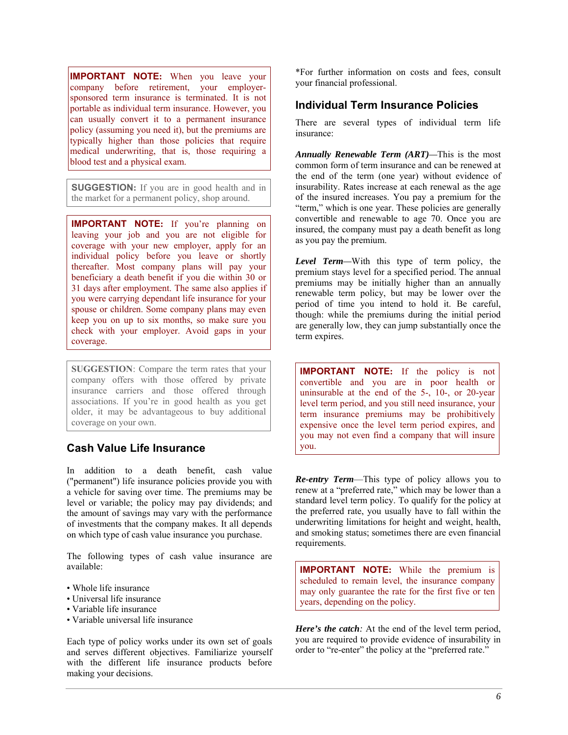**IMPORTANT NOTE:** When you leave your company before retirement, your employer-sponsored term insurance is terminated. It is not portable as individual term insurance. However, you can usually convert it to a permanent insurance policy (assuming you need it), but the premiums are typically higher than those policies that require medical underwriting, that is, those requiring a blood test and a physical exam.

**SUGGESTION:** If you are in good health and in the market for a permanent policy, shop around.

**IMPORTANT NOTE:** If you're planning on leaving your job and you are not eligible for coverage with your new employer, apply for an individual policy before you leave or shortly thereafter. Most company plans will pay your beneficiary a death benefit if you die within 30 or 31 days after employment. The same also applies if you were carrying dependant life insurance for your spouse or children. Some company plans may even keep you on up to six months, so make sure you check with your employer. Avoid gaps in your coverage.

**SUGGESTION**: Compare the term rates that your company offers with those offered by private insurance carriers and those offered through associations. If you're in good health as you get older, it may be advantageous to buy additional coverage on your own.

## Cash Value Life Insurance

In addition to a death benefit, cash value ("permanent") life insurance policies provide you with a vehicle for saving over time. The premiums may be level or variable; the policy may pay dividends; and the amount of savings may vary with the performance of investments that the company makes. It all depends on which type of cash value insurance you purchase.

The following types of cash value insurance are available:

- Whole life insurance
- Universal life insurance
- Variable life insurance
- Variable universal life insurance

Each type of policy works under its own set of goals and serves different objectives. Familiarize yourself with the different life insurance products before making your decisions.

*For further information on costs and fees, consult your financial professional.

## Individual Term Insurance Policies

There are several types of individual term life insurance:

***Annually Renewable Term (ART)***—This is the most common form of term insurance and can be renewed at the end of the term (one year) without evidence of insurability. Rates increase at each renewal as the age of the insured increases. You pay a premium for the "term," which is one year. These policies are generally convertible and renewable to age 70. Once you are insured, the company must pay a death benefit as long as you pay the premium.

***Level Term***—With this type of term policy, the premium stays level for a specified period. The annual premiums may be initially higher than an annually renewable term policy, but may be lower over the period of time you intend to hold it. Be careful, though: while the premiums during the initial period are generally low, they can jump substantially once the term expires.

**IMPORTANT NOTE:** If the policy is not convertible and you are in poor health or uninsurable at the end of the 5-, 10-, or 20-year level term period, and you still need insurance, your term insurance premiums may be prohibitively expensive once the level term period expires, and you may not even find a company that will insure you.

***Re-entry Term***—This type of policy allows you to renew at a "preferred rate," which may be lower than a standard level term policy. To qualify for the policy at the preferred rate, you usually have to fall within the underwriting limitations for height and weight, health, and smoking status; sometimes there are even financial requirements.

**IMPORTANT NOTE:** While the premium is scheduled to remain level, the insurance company may only guarantee the rate for the first five or ten years, depending on the policy.

***Here's the catch***: At the end of the level term period, you are required to provide evidence of insurability in order to "re-enter" the policy at the "preferred rate."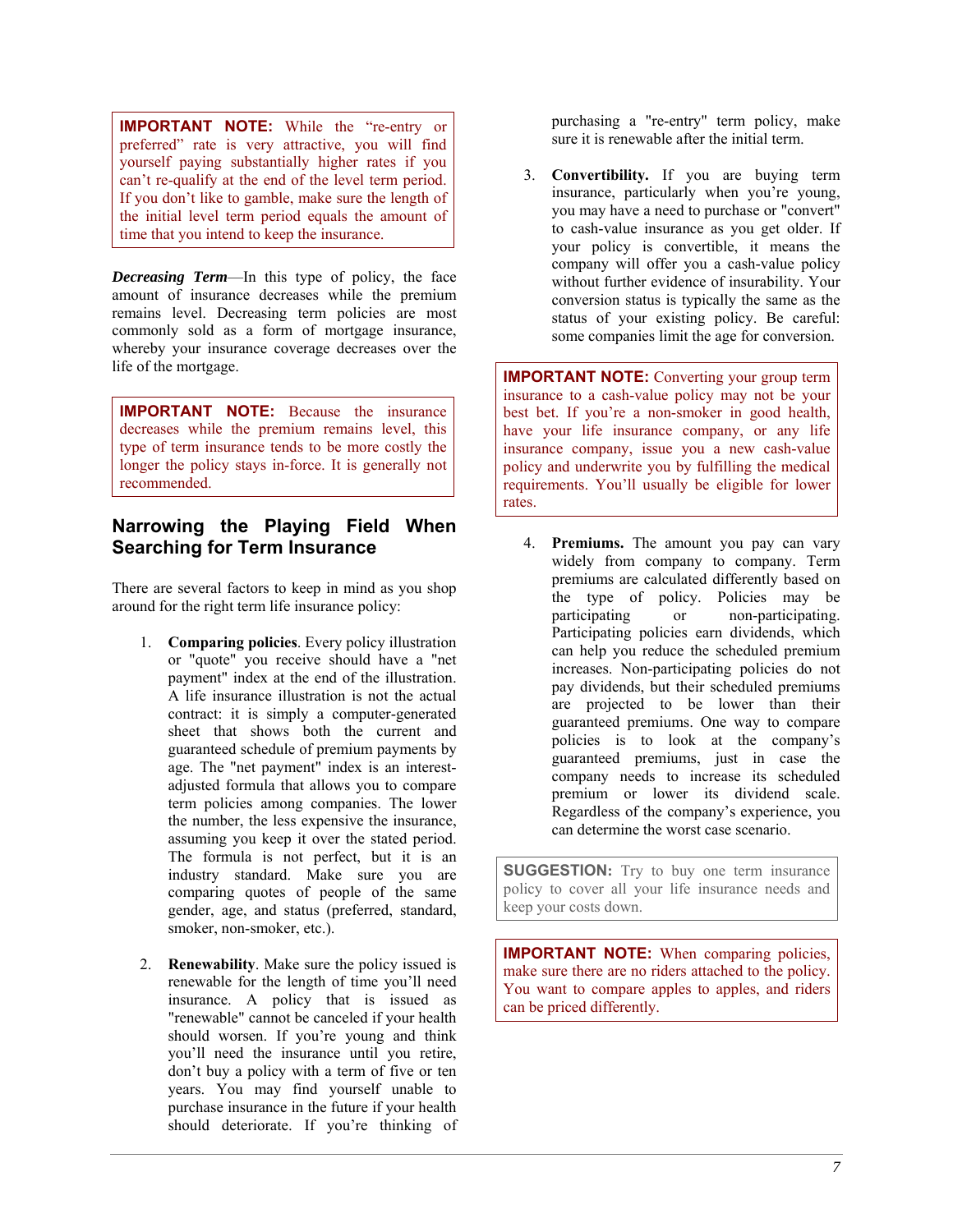**IMPORTANT NOTE:** While the "re-entry or preferred" rate is very attractive, you will find yourself paying substantially higher rates if you can't re-qualify at the end of the level term period. If you don't like to gamble, make sure the length of the initial level term period equals the amount of time that you intend to keep the insurance.

***Decreasing Term***—In this type of policy, the face amount of insurance decreases while the premium remains level. Decreasing term policies are most commonly sold as a form of mortgage insurance, whereby your insurance coverage decreases over the life of the mortgage.

**IMPORTANT NOTE:** Because the insurance decreases while the premium remains level, this type of term insurance tends to be more costly the longer the policy stays in-force. It is generally not recommended.

## Narrowing the Playing Field When Searching for Term Insurance

There are several factors to keep in mind as you shop around for the right term life insurance policy:

1. **Comparing policies**. Every policy illustration or "quote" you receive should have a "net payment" index at the end of the illustration. A life insurance illustration is not the actual contract: it is simply a computer-generated sheet that shows both the current and guaranteed schedule of premium payments by age. The "net payment" index is an interest-adjusted formula that allows you to compare term policies among companies. The lower the number, the less expensive the insurance, assuming you keep it over the stated period. The formula is not perfect, but it is an industry standard. Make sure you are comparing quotes of people of the same gender, age, and status (preferred, standard, smoker, non-smoker, etc.).

2. **Renewability**. Make sure the policy issued is renewable for the length of time you'll need insurance. A policy that is issued as "renewable" cannot be canceled if your health should worsen. If you're young and think you'll need the insurance until you retire, don't buy a policy with a term of five or ten years. You may find yourself unable to purchase insurance in the future if your health should deteriorate. If you're thinking of purchasing a "re-entry" term policy, make sure it is renewable after the initial term.

3. **Convertibility.** If you are buying term insurance, particularly when you're young, you may have a need to purchase or "convert" to cash-value insurance as you get older. If your policy is convertible, it means the company will offer you a cash-value policy without further evidence of insurability. Your conversion status is typically the same as the status of your existing policy. Be careful: some companies limit the age for conversion.

**IMPORTANT NOTE:** Converting your group term insurance to a cash-value policy may not be your best bet. If you're a non-smoker in good health, have your life insurance company, or any life insurance company, issue you a new cash-value policy and underwrite you by fulfilling the medical requirements. You'll usually be eligible for lower rates.

4. **Premiums.** The amount you pay can vary widely from company to company. Term premiums are calculated differently based on the type of policy. Policies may be participating or non-participating. Participating policies earn dividends, which can help you reduce the scheduled premium increases. Non-participating policies do not pay dividends, but their scheduled premiums are projected to be lower than their guaranteed premiums. One way to compare policies is to look at the company's guaranteed premiums, just in case the company needs to increase its scheduled premium or lower its dividend scale. Regardless of the company's experience, you can determine the worst case scenario.

**SUGGESTION:** Try to buy one term insurance policy to cover all your life insurance needs and keep your costs down.

**IMPORTANT NOTE:** When comparing policies, make sure there are no riders attached to the policy. You want to compare apples to apples, and riders can be priced differently.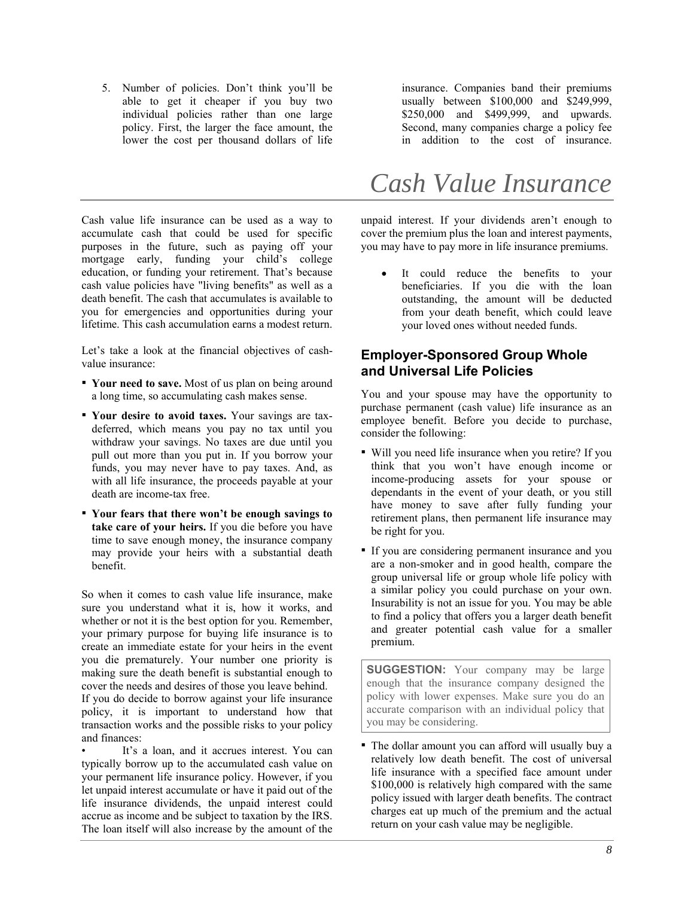5. Number of policies. Don't think you'll be able to get it cheaper if you buy two individual policies rather than one large policy. First, the larger the face amount, the lower the cost per thousand dollars of life insurance. Companies band their premiums usually between $100,000 and $249,999, $250,000 and $499,999, and upwards. Second, many companies charge a policy fee in addition to the cost of insurance.

# *Cash Value Insurance*

Cash value life insurance can be used as a way to accumulate cash that could be used for specific purposes in the future, such as paying off your mortgage early, funding your child's college education, or funding your retirement. That's because cash value policies have "living benefits" as well as a death benefit. The cash that accumulates is available to you for emergencies and opportunities during your lifetime. This cash accumulation earns a modest return.

Let's take a look at the financial objectives of cash-value insurance:

- **Your need to save.** Most of us plan on being around a long time, so accumulating cash makes sense.
- **Your desire to avoid taxes.** Your savings are tax-deferred, which means you pay no tax until you withdraw your savings. No taxes are due until you pull out more than you put in. If you borrow your funds, you may never have to pay taxes. And, as with all life insurance, the proceeds payable at your death are income-tax free.
- **Your fears that there won't be enough savings to take care of your heirs.** If you die before you have time to save enough money, the insurance company may provide your heirs with a substantial death benefit.

So when it comes to cash value life insurance, make sure you understand what it is, how it works, and whether or not it is the best option for you. Remember, your primary purpose for buying life insurance is to create an immediate estate for your heirs in the event you die prematurely. Your number one priority is making sure the death benefit is substantial enough to cover the needs and desires of those you leave behind.

If you do decide to borrow against your life insurance policy, it is important to understand how that transaction works and the possible risks to your policy and finances:

- It's a loan, and it accrues interest. You can typically borrow up to the accumulated cash value on your permanent life insurance policy. However, if you let unpaid interest accumulate or have it paid out of the life insurance dividends, the unpaid interest could accrue as income and be subject to taxation by the IRS. The loan itself will also increase by the amount of the unpaid interest. If your dividends aren't enough to cover the premium plus the loan and interest payments, you may have to pay more in life insurance premiums.
- It could reduce the benefits to your beneficiaries. If you die with the loan outstanding, the amount will be deducted from your death benefit, which could leave your loved ones without needed funds.

## Employer-Sponsored Group Whole and Universal Life Policies

You and your spouse may have the opportunity to purchase permanent (cash value) life insurance as an employee benefit. Before you decide to purchase, consider the following:

- Will you need life insurance when you retire? If you think that you won't have enough income or income-producing assets for your spouse or dependants in the event of your death, or you still have money to save after fully funding your retirement plans, then permanent life insurance may be right for you.
- If you are considering permanent insurance and you are a non-smoker and in good health, compare the group universal life or group whole life policy with a similar policy you could purchase on your own. Insurability is not an issue for you. You may be able to find a policy that offers you a larger death benefit and greater potential cash value for a smaller premium.

> **SUGGESTION:** Your company may be large enough that the insurance company designed the policy with lower expenses. Make sure you do an accurate comparison with an individual policy that you may be considering.

- The dollar amount you can afford will usually buy a relatively low death benefit. The cost of universal life insurance with a specified face amount under $100,000 is relatively high compared with the same policy issued with larger death benefits. The contract charges eat up much of the premium and the actual return on your cash value may be negligible.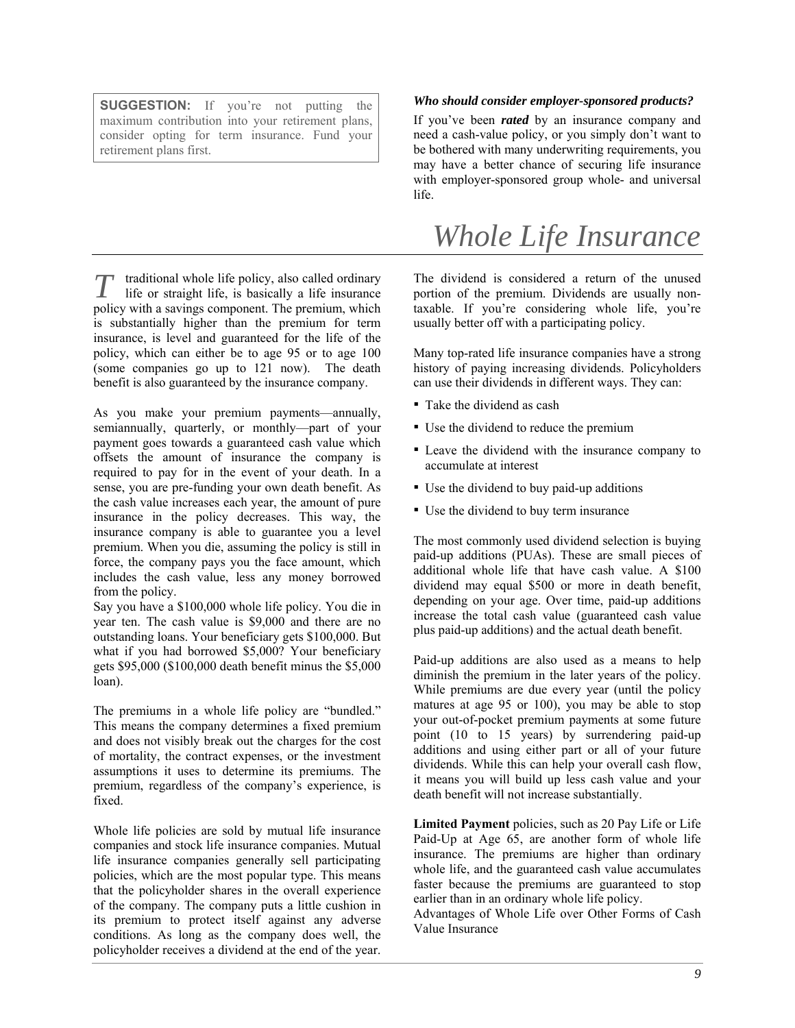**SUGGESTION:** If you're not putting the maximum contribution into your retirement plans, consider opting for term insurance. Fund your retirement plans first.

***Who should consider employer-sponsored products?***

If you've been ***rated*** by an insurance company and need a cash-value policy, or you simply don't want to be bothered with many underwriting requirements, you may have a better chance of securing life insurance with employer-sponsored group whole- and universal life.

# *Whole Life Insurance*

Traditional whole life policy, also called ordinary life or straight life, is basically a life insurance policy with a savings component. The premium, which is substantially higher than the premium for term insurance, is level and guaranteed for the life of the policy, which can either be to age 95 or to age 100 (some companies go up to 121 now). The death benefit is also guaranteed by the insurance company.

As you make your premium payments—annually, semiannually, quarterly, or monthly—part of your payment goes towards a guaranteed cash value which offsets the amount of insurance the company is required to pay for in the event of your death. In a sense, you are pre-funding your own death benefit. As the cash value increases each year, the amount of pure insurance in the policy decreases. This way, the insurance company is able to guarantee you a level premium. When you die, assuming the policy is still in force, the company pays you the face amount, which includes the cash value, less any money borrowed from the policy.

Say you have a $100,000 whole life policy. You die in year ten. The cash value is $9,000 and there are no outstanding loans. Your beneficiary gets $100,000. But what if you had borrowed $5,000? Your beneficiary gets $95,000 ($100,000 death benefit minus the $5,000 loan).

The premiums in a whole life policy are "bundled." This means the company determines a fixed premium and does not visibly break out the charges for the cost of mortality, the contract expenses, or the investment assumptions it uses to determine its premiums. The premium, regardless of the company's experience, is fixed.

Whole life policies are sold by mutual life insurance companies and stock life insurance companies. Mutual life insurance companies generally sell participating policies, which are the most popular type. This means that the policyholder shares in the overall experience of the company. The company puts a little cushion in its premium to protect itself against any adverse conditions. As long as the company does well, the policyholder receives a dividend at the end of the year. The dividend is considered a return of the unused portion of the premium. Dividends are usually non-taxable. If you're considering whole life, you're usually better off with a participating policy.

Many top-rated life insurance companies have a strong history of paying increasing dividends. Policyholders can use their dividends in different ways. They can:

- Take the dividend as cash
- Use the dividend to reduce the premium
- Leave the dividend with the insurance company to accumulate at interest
- Use the dividend to buy paid-up additions
- Use the dividend to buy term insurance

The most commonly used dividend selection is buying paid-up additions (PUAs). These are small pieces of additional whole life that have cash value. A $100 dividend may equal $500 or more in death benefit, depending on your age. Over time, paid-up additions increase the total cash value (guaranteed cash value plus paid-up additions) and the actual death benefit.

Paid-up additions are also used as a means to help diminish the premium in the later years of the policy. While premiums are due every year (until the policy matures at age 95 or 100), you may be able to stop your out-of-pocket premium payments at some future point (10 to 15 years) by surrendering paid-up additions and using either part or all of your future dividends. While this can help your overall cash flow, it means you will build up less cash value and your death benefit will not increase substantially.

**Limited Payment** policies, such as 20 Pay Life or Life Paid-Up at Age 65, are another form of whole life insurance. The premiums are higher than ordinary whole life, and the guaranteed cash value accumulates faster because the premiums are guaranteed to stop earlier than in an ordinary whole life policy.

Advantages of Whole Life over Other Forms of Cash Value Insurance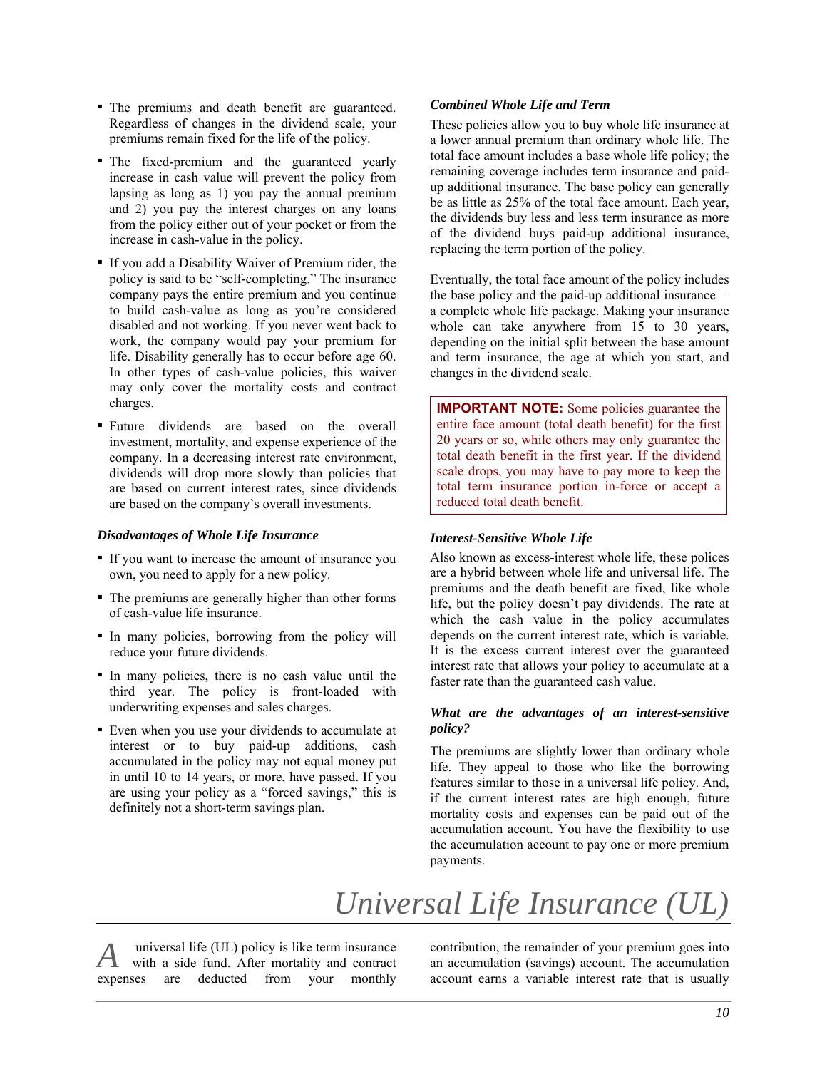- The premiums and death benefit are guaranteed. Regardless of changes in the dividend scale, your premiums remain fixed for the life of the policy.
- The fixed-premium and the guaranteed yearly increase in cash value will prevent the policy from lapsing as long as 1) you pay the annual premium and 2) you pay the interest charges on any loans from the policy either out of your pocket or from the increase in cash-value in the policy.
- If you add a Disability Waiver of Premium rider, the policy is said to be "self-completing." The insurance company pays the entire premium and you continue to build cash-value as long as you're considered disabled and not working. If you never went back to work, the company would pay your premium for life. Disability generally has to occur before age 60. In other types of cash-value policies, this waiver may only cover the mortality costs and contract charges.
- Future dividends are based on the overall investment, mortality, and expense experience of the company. In a decreasing interest rate environment, dividends will drop more slowly than policies that are based on current interest rates, since dividends are based on the company's overall investments.

### *Disadvantages of Whole Life Insurance*

- If you want to increase the amount of insurance you own, you need to apply for a new policy.
- The premiums are generally higher than other forms of cash-value life insurance.
- In many policies, borrowing from the policy will reduce your future dividends.
- In many policies, there is no cash value until the third year. The policy is front-loaded with underwriting expenses and sales charges.
- Even when you use your dividends to accumulate at interest or to buy paid-up additions, cash accumulated in the policy may not equal money put in until 10 to 14 years, or more, have passed. If you are using your policy as a "forced savings," this is definitely not a short-term savings plan.

### *Combined Whole Life and Term*

These policies allow you to buy whole life insurance at a lower annual premium than ordinary whole life. The total face amount includes a base whole life policy; the remaining coverage includes term insurance and paid-up additional insurance. The base policy can generally be as little as 25% of the total face amount. Each year, the dividends buy less and less term insurance as more of the dividend buys paid-up additional insurance, replacing the term portion of the policy.

Eventually, the total face amount of the policy includes the base policy and the paid-up additional insurance—a complete whole life package. Making your insurance whole can take anywhere from 15 to 30 years, depending on the initial split between the base amount and term insurance, the age at which you start, and changes in the dividend scale.

> **IMPORTANT NOTE:** Some policies guarantee the entire face amount (total death benefit) for the first 20 years or so, while others may only guarantee the total death benefit in the first year. If the dividend scale drops, you may have to pay more to keep the total term insurance portion in-force or accept a reduced total death benefit.

### *Interest-Sensitive Whole Life*

Also known as excess-interest whole life, these polices are a hybrid between whole life and universal life. The premiums and the death benefit are fixed, like whole life, but the policy doesn't pay dividends. The rate at which the cash value in the policy accumulates depends on the current interest rate, which is variable. It is the excess current interest over the guaranteed interest rate that allows your policy to accumulate at a faster rate than the guaranteed cash value.

### *What are the advantages of an interest-sensitive policy?*

The premiums are slightly lower than ordinary whole life. They appeal to those who like the borrowing features similar to those in a universal life policy. And, if the current interest rates are high enough, future mortality costs and expenses can be paid out of the accumulation account. You have the flexibility to use the accumulation account to pay one or more premium payments.

# *Universal Life Insurance (UL)*

A universal life (UL) policy is like term insurance with a side fund. After mortality and contract expenses are deducted from your monthly contribution, the remainder of your premium goes into an accumulation (savings) account. The accumulation account earns a variable interest rate that is usually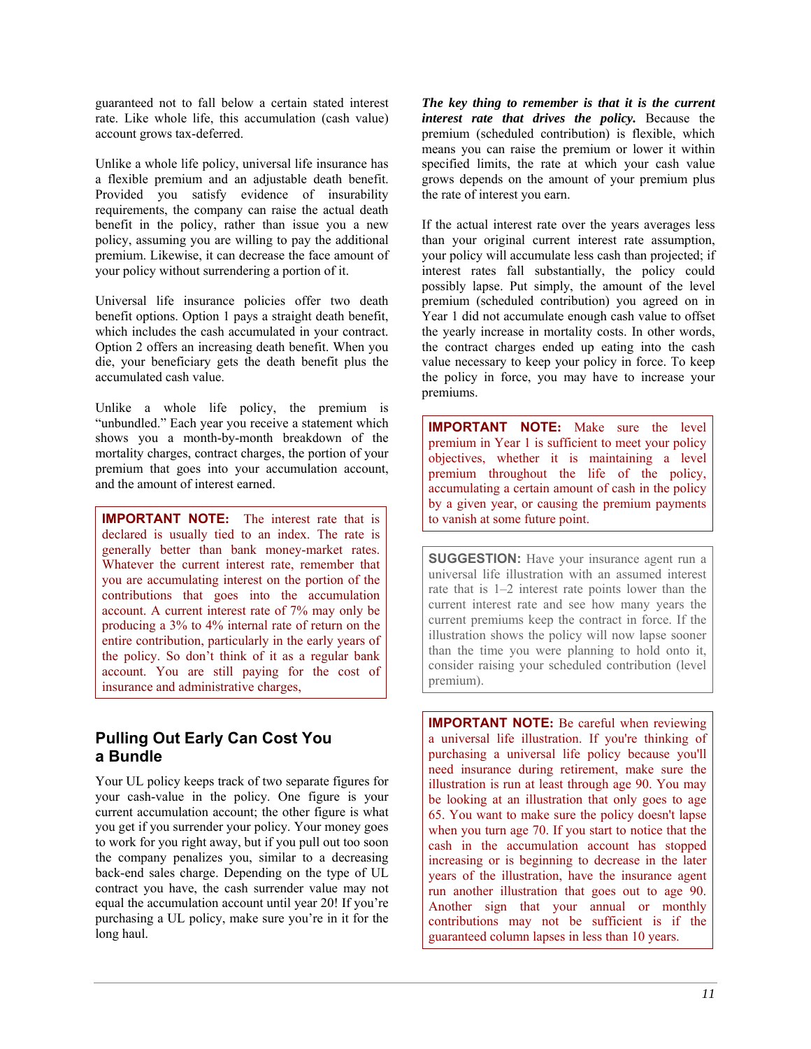guaranteed not to fall below a certain stated interest rate. Like whole life, this accumulation (cash value) account grows tax-deferred.

Unlike a whole life policy, universal life insurance has a flexible premium and an adjustable death benefit. Provided you satisfy evidence of insurability requirements, the company can raise the actual death benefit in the policy, rather than issue you a new policy, assuming you are willing to pay the additional premium. Likewise, it can decrease the face amount of your policy without surrendering a portion of it.

Universal life insurance policies offer two death benefit options. Option 1 pays a straight death benefit, which includes the cash accumulated in your contract. Option 2 offers an increasing death benefit. When you die, your beneficiary gets the death benefit plus the accumulated cash value.

Unlike a whole life policy, the premium is "unbundled." Each year you receive a statement which shows you a month-by-month breakdown of the mortality charges, contract charges, the portion of your premium that goes into your accumulation account, and the amount of interest earned.

> **IMPORTANT NOTE:** The interest rate that is declared is usually tied to an index. The rate is generally better than bank money-market rates. Whatever the current interest rate, remember that you are accumulating interest on the portion of the contributions that goes into the accumulation account. A current interest rate of 7% may only be producing a 3% to 4% internal rate of return on the entire contribution, particularly in the early years of the policy. So don't think of it as a regular bank account. You are still paying for the cost of insurance and administrative charges,

## Pulling Out Early Can Cost You a Bundle

Your UL policy keeps track of two separate figures for your cash-value in the policy. One figure is your current accumulation account; the other figure is what you get if you surrender your policy. Your money goes to work for you right away, but if you pull out too soon the company penalizes you, similar to a decreasing back-end sales charge. Depending on the type of UL contract you have, the cash surrender value may not equal the accumulation account until year 20! If you're purchasing a UL policy, make sure you're in it for the long haul.

***The key thing to remember is that it is the current interest rate that drives the policy.*** Because the premium (scheduled contribution) is flexible, which means you can raise the premium or lower it within specified limits, the rate at which your cash value grows depends on the amount of your premium plus the rate of interest you earn.

If the actual interest rate over the years averages less than your original current interest rate assumption, your policy will accumulate less cash than projected; if interest rates fall substantially, the policy could possibly lapse. Put simply, the amount of the level premium (scheduled contribution) you agreed on in Year 1 did not accumulate enough cash value to offset the yearly increase in mortality costs. In other words, the contract charges ended up eating into the cash value necessary to keep your policy in force. To keep the policy in force, you may have to increase your premiums.

> **IMPORTANT NOTE:** Make sure the level premium in Year 1 is sufficient to meet your policy objectives, whether it is maintaining a level premium throughout the life of the policy, accumulating a certain amount of cash in the policy by a given year, or causing the premium payments to vanish at some future point.

> **SUGGESTION:** Have your insurance agent run a universal life illustration with an assumed interest rate that is 1–2 interest rate points lower than the current interest rate and see how many years the current premiums keep the contract in force. If the illustration shows the policy will now lapse sooner than the time you were planning to hold onto it, consider raising your scheduled contribution (level premium).

> **IMPORTANT NOTE:** Be careful when reviewing a universal life illustration. If you're thinking of purchasing a universal life policy because you'll need insurance during retirement, make sure the illustration is run at least through age 90. You may be looking at an illustration that only goes to age 65. You want to make sure the policy doesn't lapse when you turn age 70. If you start to notice that the cash in the accumulation account has stopped increasing or is beginning to decrease in the later years of the illustration, have the insurance agent run another illustration that goes out to age 90. Another sign that your annual or monthly contributions may not be sufficient is if the guaranteed column lapses in less than 10 years.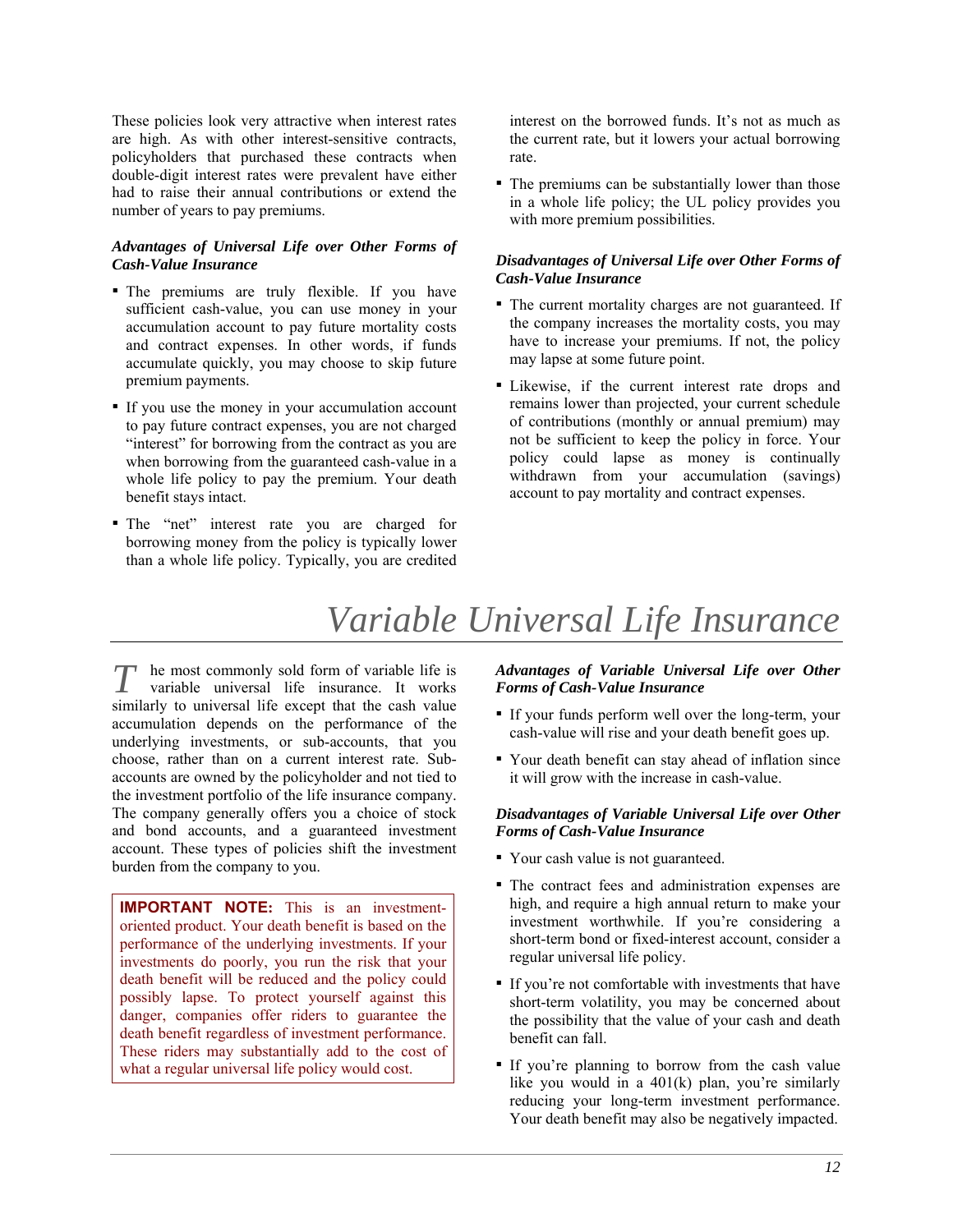These policies look very attractive when interest rates are high. As with other interest-sensitive contracts, policyholders that purchased these contracts when double-digit interest rates were prevalent have either had to raise their annual contributions or extend the number of years to pay premiums.

***Advantages of Universal Life over Other Forms of Cash-Value Insurance***

- The premiums are truly flexible. If you have sufficient cash-value, you can use money in your accumulation account to pay future mortality costs and contract expenses. In other words, if funds accumulate quickly, you may choose to skip future premium payments.
- If you use the money in your accumulation account to pay future contract expenses, you are not charged "interest" for borrowing from the contract as you are when borrowing from the guaranteed cash-value in a whole life policy to pay the premium. Your death benefit stays intact.
- The "net" interest rate you are charged for borrowing money from the policy is typically lower than a whole life policy. Typically, you are credited interest on the borrowed funds. It's not as much as the current rate, but it lowers your actual borrowing rate.
- The premiums can be substantially lower than those in a whole life policy; the UL policy provides you with more premium possibilities.

***Disadvantages of Universal Life over Other Forms of Cash-Value Insurance***

- The current mortality charges are not guaranteed. If the company increases the mortality costs, you may have to increase your premiums. If not, the policy may lapse at some future point.
- Likewise, if the current interest rate drops and remains lower than projected, your current schedule of contributions (monthly or annual premium) may not be sufficient to keep the policy in force. Your policy could lapse as money is continually withdrawn from your accumulation (savings) account to pay mortality and contract expenses.

# *Variable Universal Life Insurance*

The most commonly sold form of variable life is variable universal life insurance. It works similarly to universal life except that the cash value accumulation depends on the performance of the underlying investments, or sub-accounts, that you choose, rather than on a current interest rate. Sub-accounts are owned by the policyholder and not tied to the investment portfolio of the life insurance company. The company generally offers you a choice of stock and bond accounts, and a guaranteed investment account. These types of policies shift the investment burden from the company to you.

> **IMPORTANT NOTE:** This is an investment-oriented product. Your death benefit is based on the performance of the underlying investments. If your investments do poorly, you run the risk that your death benefit will be reduced and the policy could possibly lapse. To protect yourself against this danger, companies offer riders to guarantee the death benefit regardless of investment performance. These riders may substantially add to the cost of what a regular universal life policy would cost.

***Advantages of Variable Universal Life over Other Forms of Cash-Value Insurance***

- If your funds perform well over the long-term, your cash-value will rise and your death benefit goes up.
- Your death benefit can stay ahead of inflation since it will grow with the increase in cash-value.

***Disadvantages of Variable Universal Life over Other Forms of Cash-Value Insurance***

- Your cash value is not guaranteed.
- The contract fees and administration expenses are high, and require a high annual return to make your investment worthwhile. If you're considering a short-term bond or fixed-interest account, consider a regular universal life policy.
- If you're not comfortable with investments that have short-term volatility, you may be concerned about the possibility that the value of your cash and death benefit can fall.
- If you're planning to borrow from the cash value like you would in a 401(k) plan, you're similarly reducing your long-term investment performance. Your death benefit may also be negatively impacted.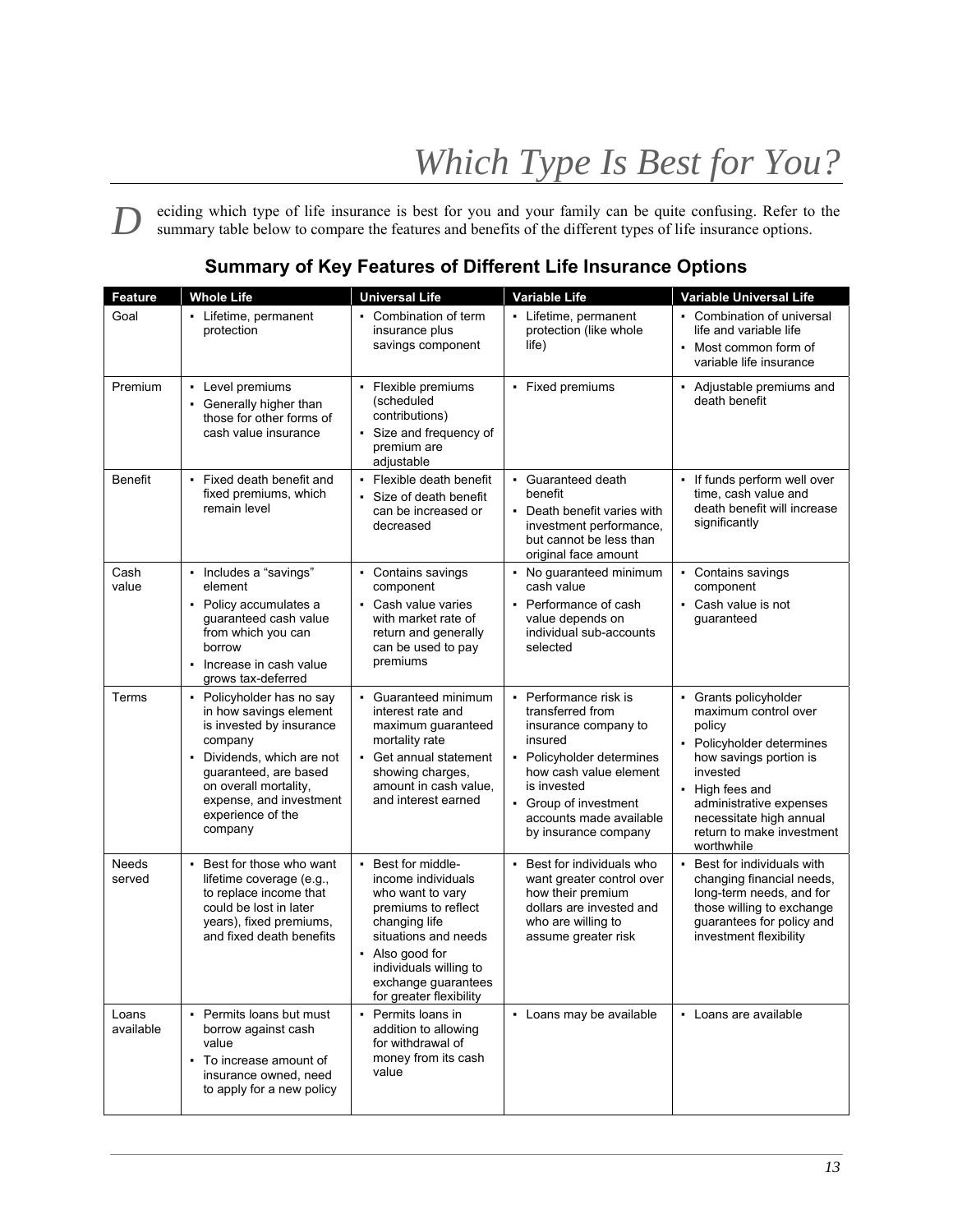# *Which Type Is Best for You?*

Deciding which type of life insurance is best for you and your family can be quite confusing. Refer to the summary table below to compare the features and benefits of the different types of life insurance options.

## Summary of Key Features of Different Life Insurance Options

| Feature | Whole Life | Universal Life | Variable Life | Variable Universal Life |
|---|---|---|---|---|
| Goal | • Lifetime, permanent protection | • Combination of term insurance plus savings component | • Lifetime, permanent protection (like whole life) | • Combination of universal life and variable life<br>• Most common form of variable life insurance |
| Premium | • Level premiums<br>• Generally higher than those for other forms of cash value insurance | • Flexible premiums (scheduled contributions)<br>• Size and frequency of premium are adjustable | • Fixed premiums | • Adjustable premiums and death benefit |
| Benefit | • Fixed death benefit and fixed premiums, which remain level | • Flexible death benefit<br>• Size of death benefit can be increased or decreased | • Guaranteed death benefit<br>• Death benefit varies with investment performance, but cannot be less than original face amount | • If funds perform well over time, cash value and death benefit will increase significantly |
| Cash value | • Includes a "savings" element<br>• Policy accumulates a guaranteed cash value from which you can borrow<br>• Increase in cash value grows tax-deferred | • Contains savings component<br>• Cash value varies with market rate of return and generally can be used to pay premiums | • No guaranteed minimum cash value<br>• Performance of cash value depends on individual sub-accounts selected | • Contains savings component<br>• Cash value is not guaranteed |
| Terms | • Policyholder has no say in how savings element is invested by insurance company<br>• Dividends, which are not guaranteed, are based on overall mortality, expense, and investment experience of the company | • Guaranteed minimum interest rate and maximum guaranteed mortality rate<br>• Get annual statement showing charges, amount in cash value, and interest earned | • Performance risk is transferred from insurance company to insured<br>• Policyholder determines how cash value element is invested<br>• Group of investment accounts made available by insurance company | • Grants policyholder maximum control over policy<br>• Policyholder determines how savings portion is invested<br>• High fees and administrative expenses necessitate high annual return to make investment worthwhile |
| Needs served | • Best for those who want lifetime coverage (e.g., to replace income that could be lost in later years), fixed premiums, and fixed death benefits | • Best for middle-income individuals who want to vary premiums to reflect changing life situations and needs<br>• Also good for individuals willing to exchange guarantees for greater flexibility | • Best for individuals who want greater control over how their premium dollars are invested and who are willing to assume greater risk | • Best for individuals with changing financial needs, long-term needs, and for those willing to exchange guarantees for policy and investment flexibility |
| Loans available | • Permits loans but must borrow against cash value<br>• To increase amount of insurance owned, need to apply for a new policy | • Permits loans in addition to allowing for withdrawal of money from its cash value | • Loans may be available | • Loans are available |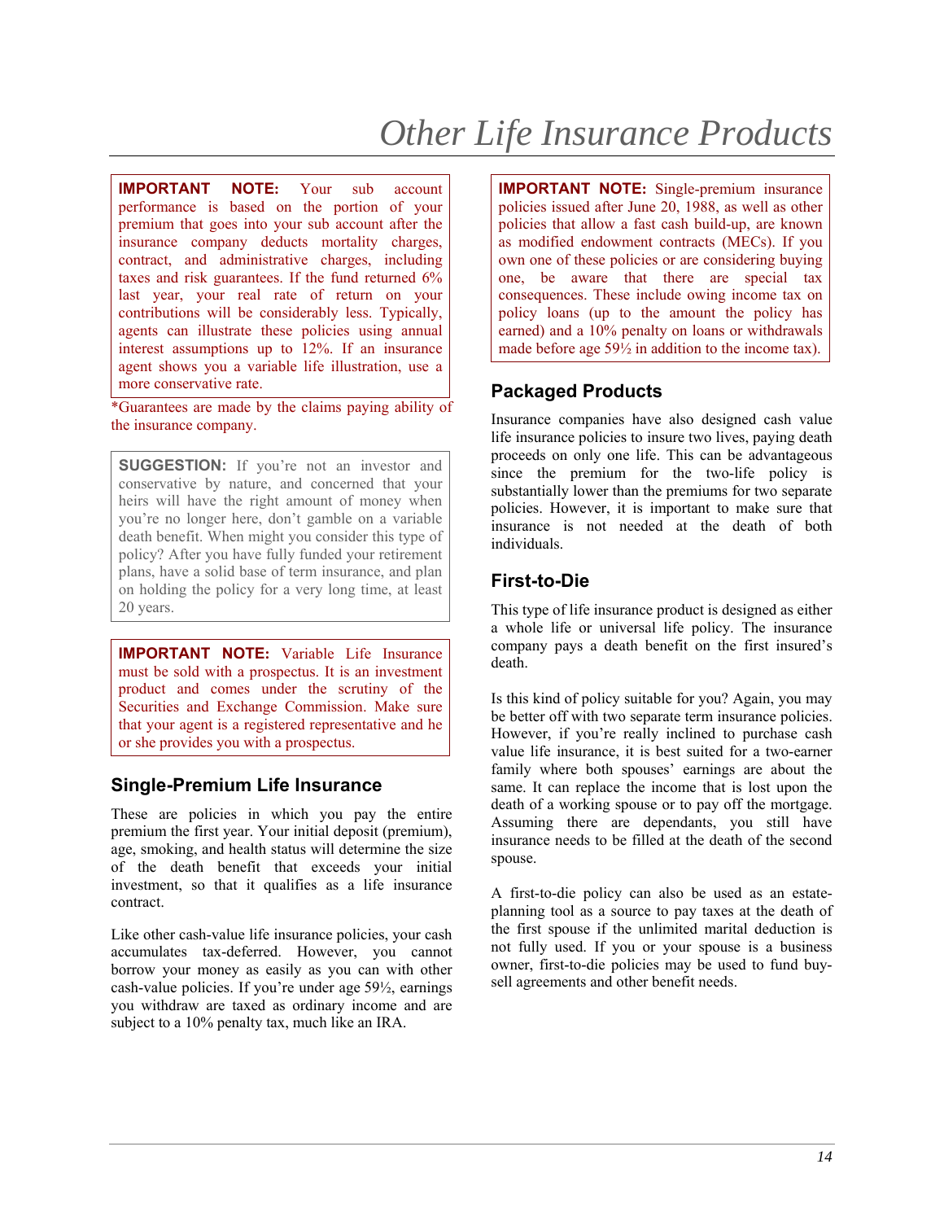# Other Life Insurance Products

**IMPORTANT NOTE:** Your sub account performance is based on the portion of your premium that goes into your sub account after the insurance company deducts mortality charges, contract, and administrative charges, including taxes and risk guarantees. If the fund returned 6% last year, your real rate of return on your contributions will be considerably less. Typically, agents can illustrate these policies using annual interest assumptions up to 12%. If an insurance agent shows you a variable life illustration, use a more conservative rate.

*Guarantees are made by the claims paying ability of the insurance company.

**SUGGESTION:** If you're not an investor and conservative by nature, and concerned that your heirs will have the right amount of money when you're no longer here, don't gamble on a variable death benefit. When might you consider this type of policy? After you have fully funded your retirement plans, have a solid base of term insurance, and plan on holding the policy for a very long time, at least 20 years.

**IMPORTANT NOTE:** Variable Life Insurance must be sold with a prospectus. It is an investment product and comes under the scrutiny of the Securities and Exchange Commission. Make sure that your agent is a registered representative and he or she provides you with a prospectus.

## Single-Premium Life Insurance

These are policies in which you pay the entire premium the first year. Your initial deposit (premium), age, smoking, and health status will determine the size of the death benefit that exceeds your initial investment, so that it qualifies as a life insurance contract.

Like other cash-value life insurance policies, your cash accumulates tax-deferred. However, you cannot borrow your money as easily as you can with other cash-value policies. If you're under age 59½, earnings you withdraw are taxed as ordinary income and are subject to a 10% penalty tax, much like an IRA.

**IMPORTANT NOTE:** Single-premium insurance policies issued after June 20, 1988, as well as other policies that allow a fast cash build-up, are known as modified endowment contracts (MECs). If you own one of these policies or are considering buying one, be aware that there are special tax consequences. These include owing income tax on policy loans (up to the amount the policy has earned) and a 10% penalty on loans or withdrawals made before age 59½ in addition to the income tax).

## Packaged Products

Insurance companies have also designed cash value life insurance policies to insure two lives, paying death proceeds on only one life. This can be advantageous since the premium for the two-life policy is substantially lower than the premiums for two separate policies. However, it is important to make sure that insurance is not needed at the death of both individuals.

## First-to-Die

This type of life insurance product is designed as either a whole life or universal life policy. The insurance company pays a death benefit on the first insured's death.

Is this kind of policy suitable for you? Again, you may be better off with two separate term insurance policies. However, if you're really inclined to purchase cash value life insurance, it is best suited for a two-earner family where both spouses' earnings are about the same. It can replace the income that is lost upon the death of a working spouse or to pay off the mortgage. Assuming there are dependants, you still have insurance needs to be filled at the death of the second spouse.

A first-to-die policy can also be used as an estate-planning tool as a source to pay taxes at the death of the first spouse if the unlimited marital deduction is not fully used. If you or your spouse is a business owner, first-to-die policies may be used to fund buy-sell agreements and other benefit needs.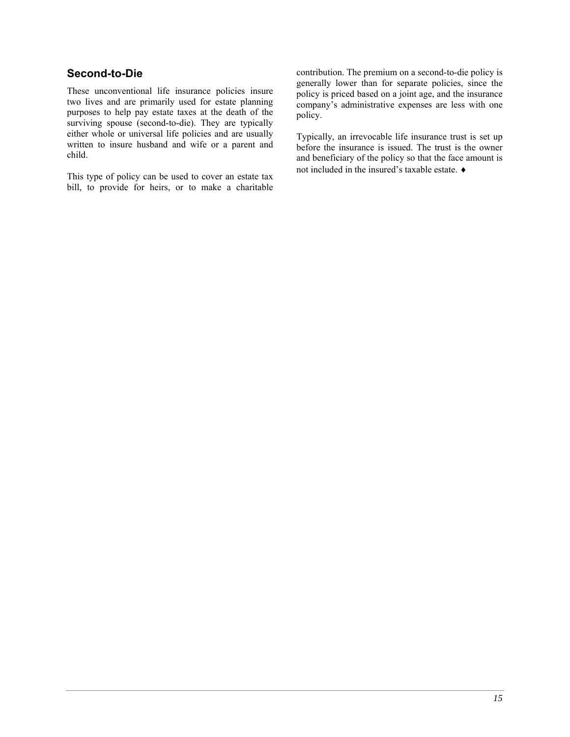## Second-to-Die

These unconventional life insurance policies insure two lives and are primarily used for estate planning purposes to help pay estate taxes at the death of the surviving spouse (second-to-die). They are typically either whole or universal life policies and are usually written to insure husband and wife or a parent and child.

This type of policy can be used to cover an estate tax bill, to provide for heirs, or to make a charitable contribution. The premium on a second-to-die policy is generally lower than for separate policies, since the policy is priced based on a joint age, and the insurance company's administrative expenses are less with one policy.

Typically, an irrevocable life insurance trust is set up before the insurance is issued. The trust is the owner and beneficiary of the policy so that the face amount is not included in the insured's taxable estate. ♦